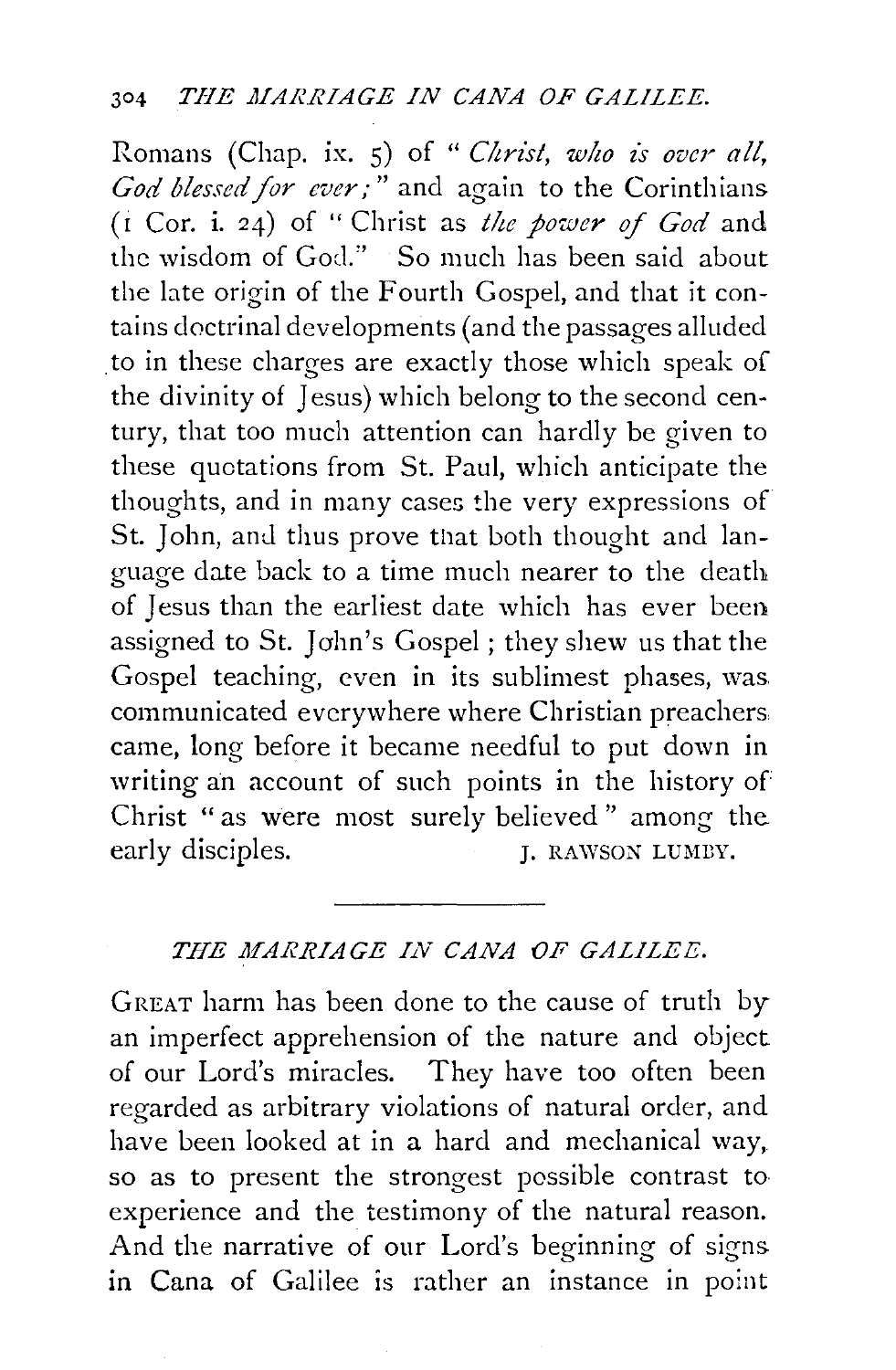Romans (Chap. ix. 5) of "*Christ, who is over all, God blessed for ever;*" and again to the Corinthians (1 Cor. i. 24) of "Christ as *the power of God* and the wisdom of God." So much has been said about the late origin of the Fourth Gospel, and that it contains doctrinal developments (and the passages alluded to in these charges are exactly those which speak of the divinity of Jesus) which belong to the second century, that too much attention can hardly be given to these quotations from St. Paul, which anticipate the thoughts, and in many cases the very expressions of St. John, and thus prove that both thought and language date back to a time much nearer to the death of Jesus than the earliest date which has ever been assigned to St. John's Gospel; they shew us that the Gospel teaching, even in its sublimest phases, was communicated everywhere where Christian preachers came, long before it became needful to put down in writing an account of such points in the history of Christ "as were most surely believed" among the early disciples.

J. RAWSON LUMBY.

---

## *THE MARRIAGE IN CANA OF GALILEE.*

GREAT harm has been done to the cause of truth by an imperfect apprehension of the nature and object of our Lord's miracles. They have too often been regarded as arbitrary violations of natural order, and have been looked at in a hard and mechanical way, so as to present the strongest possible contrast to experience and the testimony of the natural reason. And the narrative of our Lord's beginning of signs in Cana of Galilee is rather an instance in point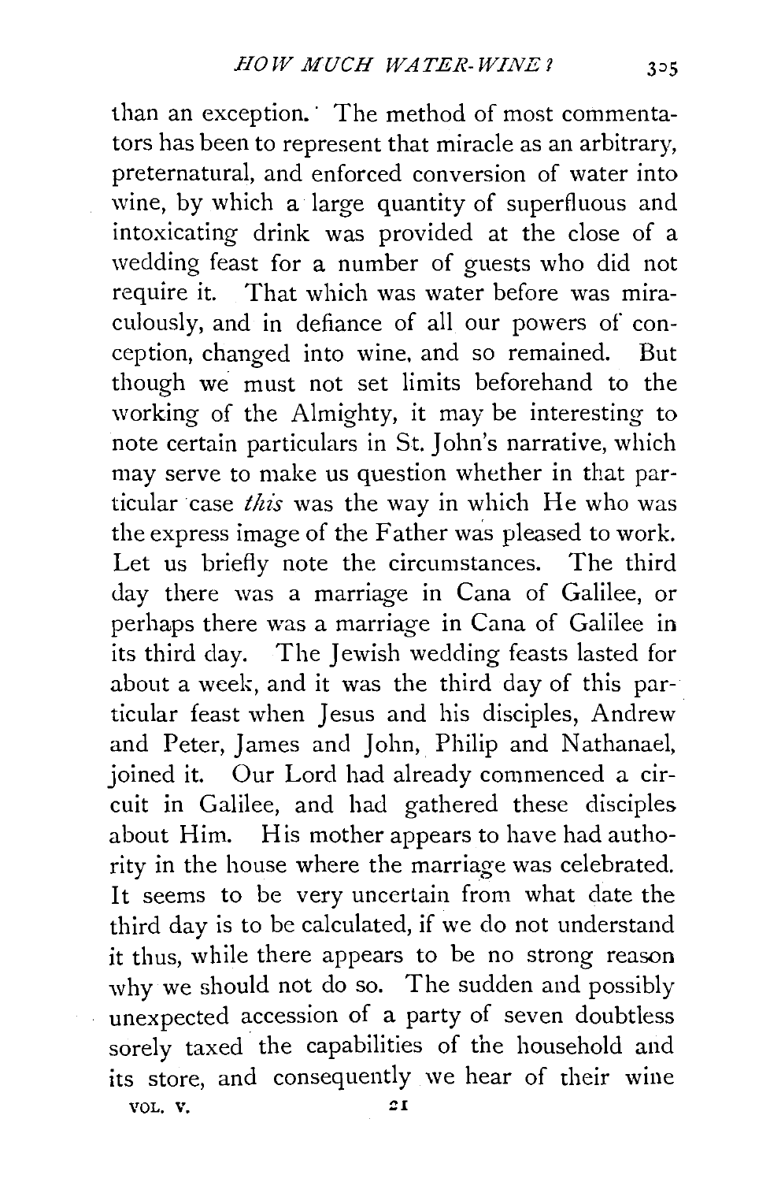than an exception. The method of most commentators has been to represent that miracle as an arbitrary, preternatural, and enforced conversion of water into wine, by which a large quantity of superfluous and intoxicating drink was provided at the close of a wedding feast for a number of guests who did not require it. That which was water before was miraculously, and in defiance of all our powers of conception, changed into wine, and so remained. But though we must not set limits beforehand to the working of the Almighty, it may be interesting to note certain particulars in St. John's narrative, which may serve to make us question whether in that particular case *this* was the way in which He who was the express image of the Father was pleased to work. Let us briefly note the circumstances. The third day there was a marriage in Cana of Galilee, or perhaps there was a marriage in Cana of Galilee in its third day. The Jewish wedding feasts lasted for about a week, and it was the third day of this particular feast when Jesus and his disciples, Andrew and Peter, James and John, Philip and Nathanael, joined it. Our Lord had already commenced a circuit in Galilee, and had gathered these disciples about Him. His mother appears to have had authority in the house where the marriage was celebrated. It seems to be very uncertain from what date the third day is to be calculated, if we do not understand it thus, while there appears to be no strong reason why we should not do so. The sudden and possibly unexpected accession of a party of seven doubtless sorely taxed the capabilities of the household and its store, and consequently we hear of their wine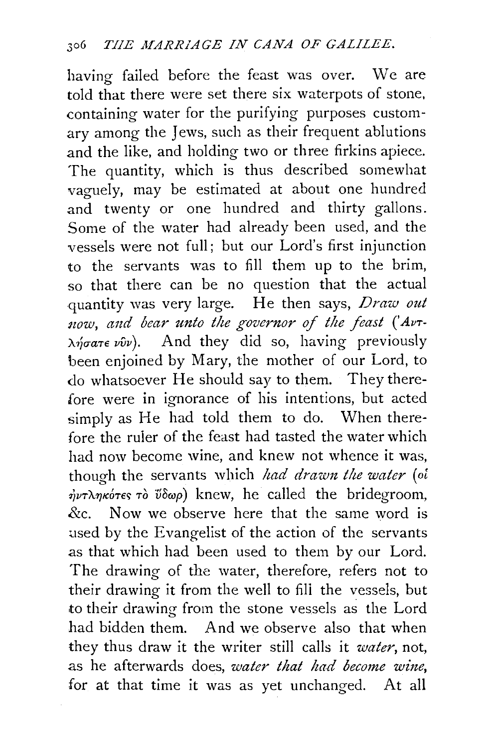having failed before the feast was over. We are told that there were set there six waterpots of stone, containing water for the purifying purposes customary among the Jews, such as their frequent ablutions and the like, and holding two or three firkins apiece. The quantity, which is thus described somewhat vaguely, may be estimated at about one hundred and twenty or one hundred and thirty gallons. Some of the water had already been used, and the vessels were not full; but our Lord's first injunction to the servants was to fill them up to the brim, so that there can be no question that the actual quantity was very large. He then says, *Draw out now, and bear unto the governor of the feast* (Ἀντλήσατε νῦν). And they did so, having previously been enjoined by Mary, the mother of our Lord, to do whatsoever He should say to them. They therefore were in ignorance of his intentions, but acted simply as He had told them to do. When therefore the ruler of the feast had tasted the water which had now become wine, and knew not whence it was, though the servants which *had drawn the water* (οἱ ἠντληκότες τὸ ὕδωρ) knew, he called the bridegroom, &c. Now we observe here that the same word is used by the Evangelist of the action of the servants as that which had been used to them by our Lord. The drawing of the water, therefore, refers not to their drawing it from the well to fill the vessels, but to their drawing from the stone vessels as the Lord had bidden them. And we observe also that when they thus draw it the writer still calls it *water*, not, as he afterwards does, *water that had become wine*, for at that time it was as yet unchanged. At all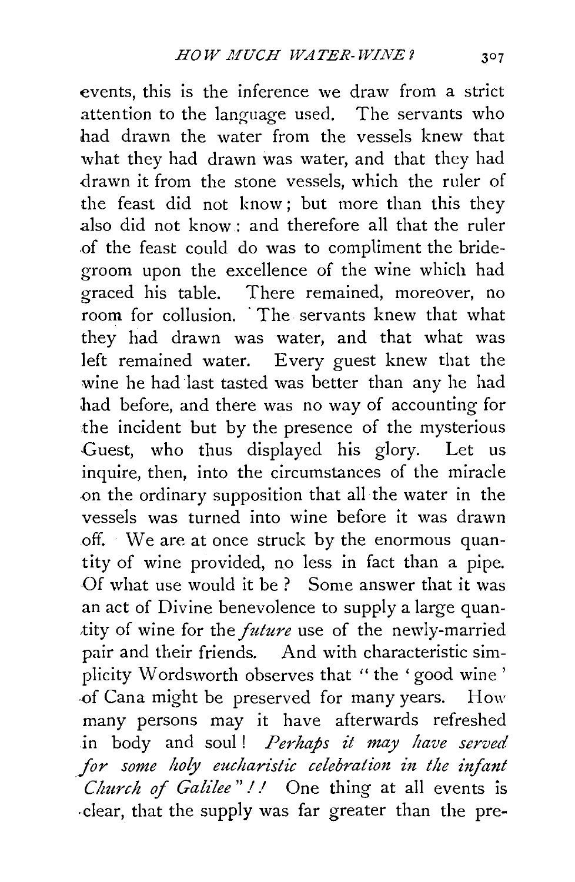events, this is the inference we draw from a strict attention to the language used. The servants who had drawn the water from the vessels knew that what they had drawn was water, and that they had drawn it from the stone vessels, which the ruler of the feast did not know; but more than this they also did not know: and therefore all that the ruler of the feast could do was to compliment the bridegroom upon the excellence of the wine which had graced his table. There remained, moreover, no room for collusion. The servants knew that what they had drawn was water, and that what was left remained water. Every guest knew that the wine he had last tasted was better than any he had had before, and there was no way of accounting for the incident but by the presence of the mysterious Guest, who thus displayed his glory. Let us inquire, then, into the circumstances of the miracle on the ordinary supposition that all the water in the vessels was turned into wine before it was drawn off. We are at once struck by the enormous quantity of wine provided, no less in fact than a pipe. Of what use would it be? Some answer that it was an act of Divine benevolence to supply a large quantity of wine for the *future* use of the newly-married pair and their friends. And with characteristic simplicity Wordsworth observes that "the 'good wine' of Cana might be preserved for many years. How many persons may it have afterwards refreshed in body and soul! *Perhaps it may have served for some holy eucharistic celebration in the infant Church of Galilee*"!! One thing at all events is clear, that the supply was far greater than the pre-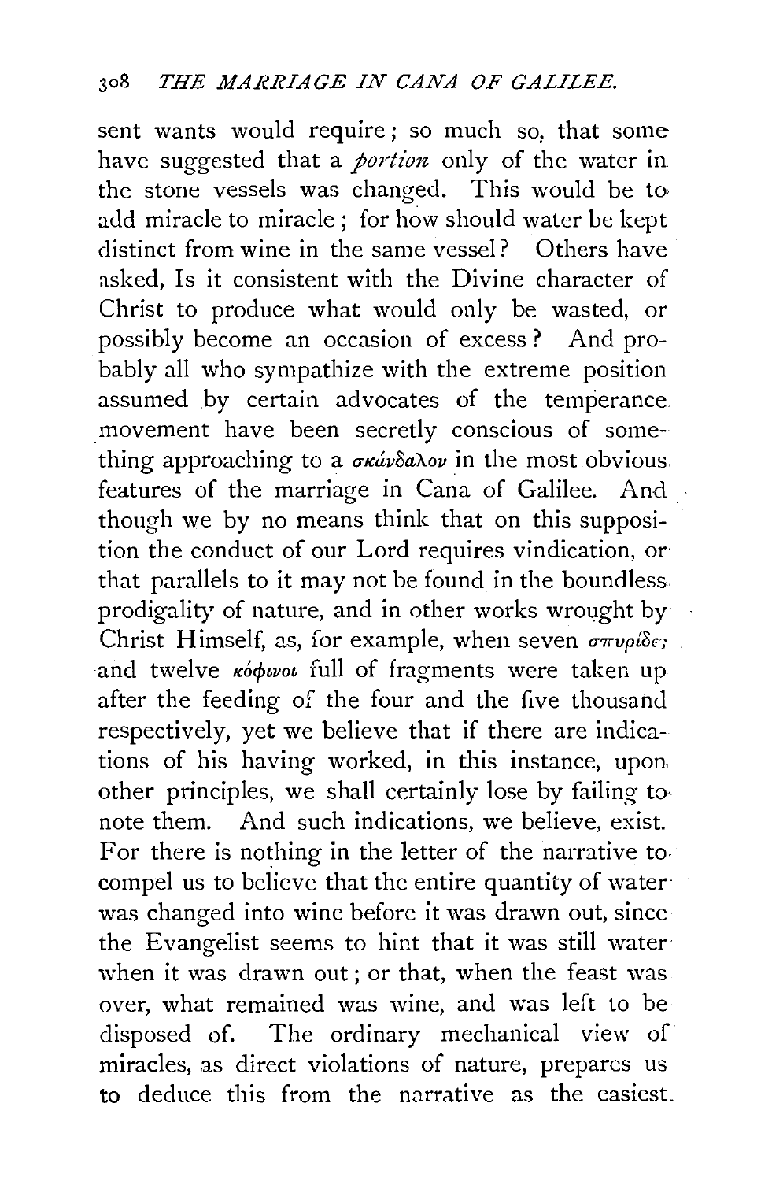sent wants would require; so much so, that some have suggested that a *portion* only of the water in the stone vessels was changed. This would be to add miracle to miracle; for how should water be kept distinct from wine in the same vessel? Others have asked, Is it consistent with the Divine character of Christ to produce what would only be wasted, or possibly become an occasion of excess? And probably all who sympathize with the extreme position assumed by certain advocates of the temperance movement have been secretly conscious of something approaching to a σκάνδαλον in the most obvious features of the marriage in Cana of Galilee. And though we by no means think that on this supposition the conduct of our Lord requires vindication, or that parallels to it may not be found in the boundless prodigality of nature, and in other works wrought by Christ Himself, as, for example, when seven σπυρίδες and twelve κόφινοι full of fragments were taken up after the feeding of the four and the five thousand respectively, yet we believe that if there are indications of his having worked, in this instance, upon other principles, we shall certainly lose by failing to note them. And such indications, we believe, exist. For there is nothing in the letter of the narrative to compel us to believe that the entire quantity of water was changed into wine before it was drawn out, since the Evangelist seems to hint that it was still water when it was drawn out; or that, when the feast was over, what remained was wine, and was left to be disposed of. The ordinary mechanical view of miracles, as direct violations of nature, prepares us to deduce this from the narrative as the easiest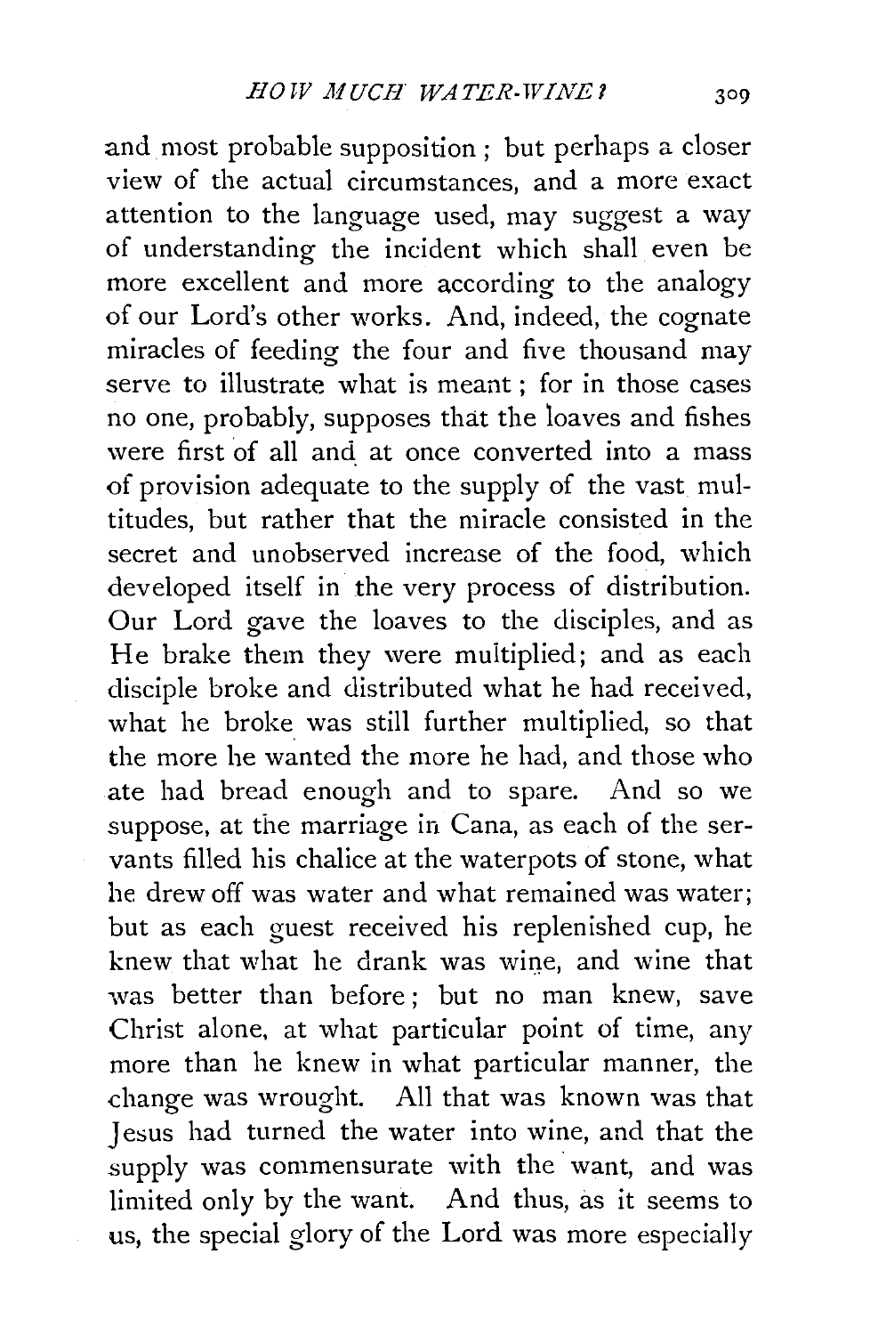and most probable supposition; but perhaps a closer view of the actual circumstances, and a more exact attention to the language used, may suggest a way of understanding the incident which shall even be more excellent and more according to the analogy of our Lord's other works. And, indeed, the cognate miracles of feeding the four and five thousand may serve to illustrate what is meant; for in those cases no one, probably, supposes that the loaves and fishes were first of all and at once converted into a mass of provision adequate to the supply of the vast multitudes, but rather that the miracle consisted in the secret and unobserved increase of the food, which developed itself in the very process of distribution. Our Lord gave the loaves to the disciples, and as He brake them they were multiplied; and as each disciple broke and distributed what he had received, what he broke was still further multiplied, so that the more he wanted the more he had, and those who ate had bread enough and to spare. And so we suppose, at the marriage in Cana, as each of the servants filled his chalice at the waterpots of stone, what he drew off was water and what remained was water; but as each guest received his replenished cup, he knew that what he drank was wine, and wine that was better than before; but no man knew, save Christ alone, at what particular point of time, any more than he knew in what particular manner, the change was wrought. All that was known was that Jesus had turned the water into wine, and that the supply was commensurate with the want, and was limited only by the want. And thus, as it seems to us, the special glory of the Lord was more especially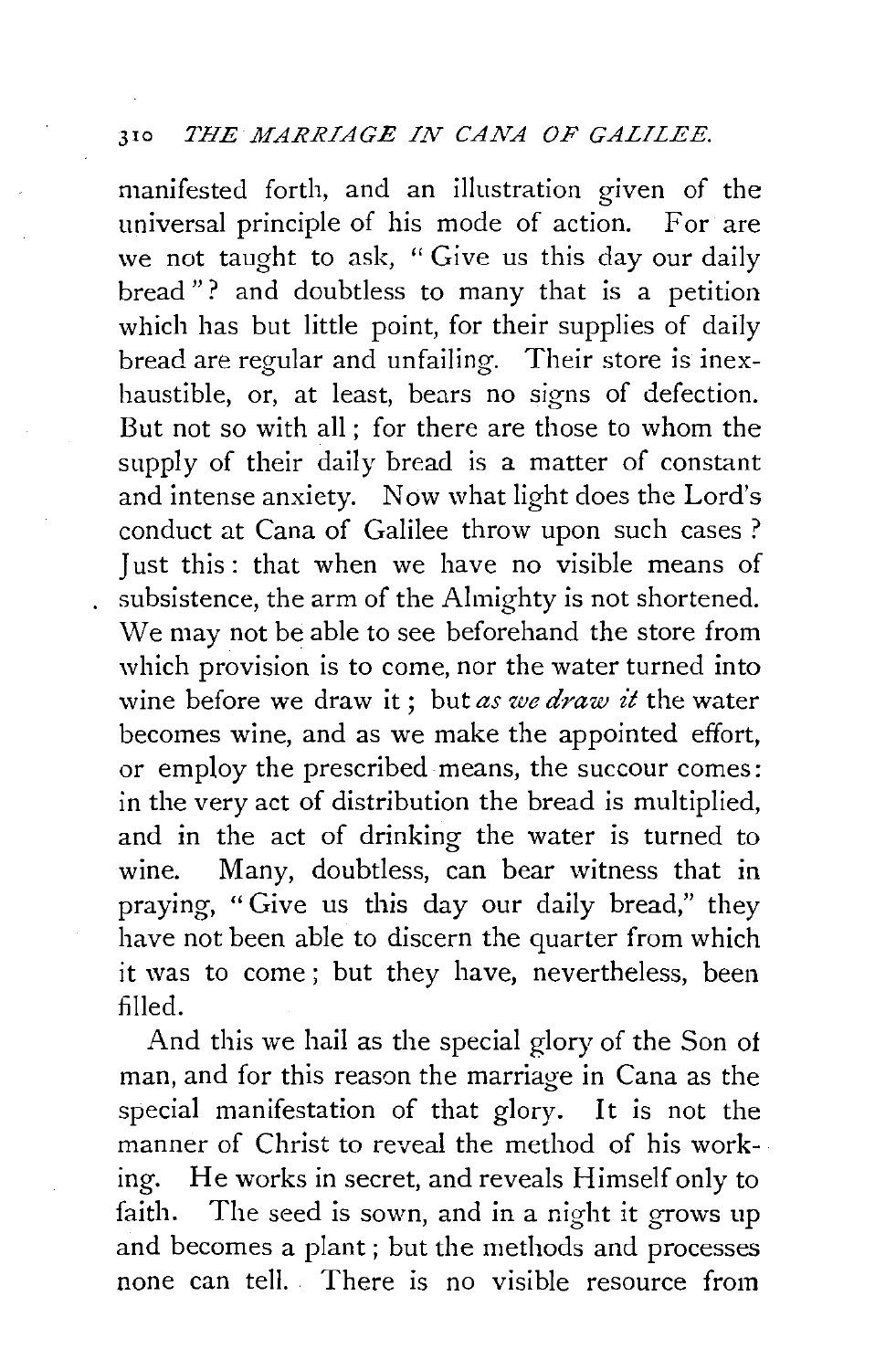manifested forth, and an illustration given of the universal principle of his mode of action. For are we not taught to ask, "Give us this day our daily bread"? and doubtless to many that is a petition which has but little point, for their supplies of daily bread are regular and unfailing. Their store is inexhaustible, or, at least, bears no signs of defection. But not so with all; for there are those to whom the supply of their daily bread is a matter of constant and intense anxiety. Now what light does the Lord's conduct at Cana of Galilee throw upon such cases? Just this: that when we have no visible means of subsistence, the arm of the Almighty is not shortened. We may not be able to see beforehand the store from which provision is to come, nor the water turned into wine before we draw it; but *as we draw it* the water becomes wine, and as we make the appointed effort, or employ the prescribed means, the succour comes: in the very act of distribution the bread is multiplied, and in the act of drinking the water is turned to wine. Many, doubtless, can bear witness that in praying, "Give us this day our daily bread," they have not been able to discern the quarter from which it was to come; but they have, nevertheless, been filled.

And this we hail as the special glory of the Son of man, and for this reason the marriage in Cana as the special manifestation of that glory. It is not the manner of Christ to reveal the method of his working. He works in secret, and reveals Himself only to faith. The seed is sown, and in a night it grows up and becomes a plant; but the methods and processes none can tell. There is no visible resource from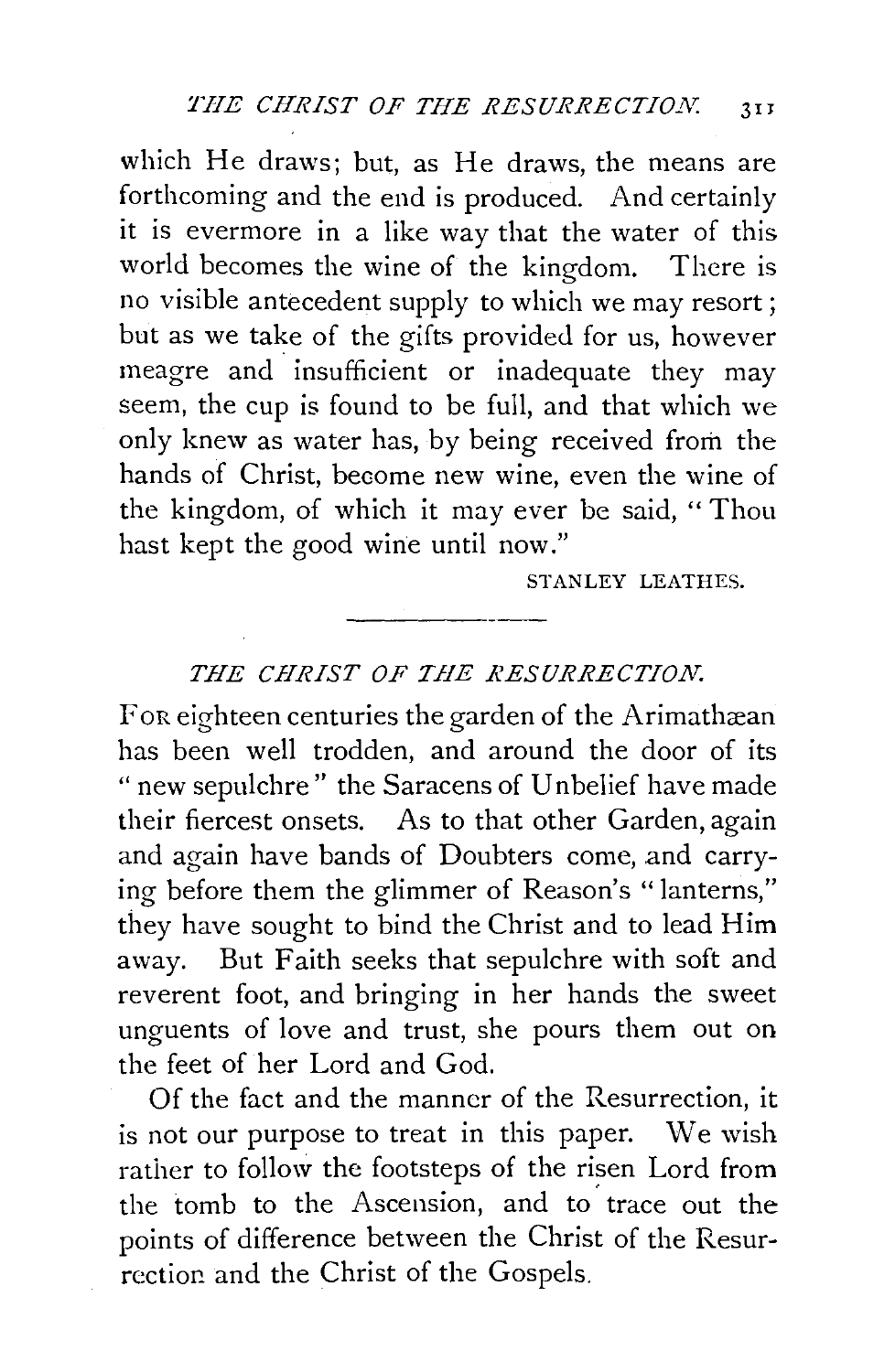which He draws; but, as He draws, the means are forthcoming and the end is produced. And certainly it is evermore in a like way that the water of this world becomes the wine of the kingdom. There is no visible antecedent supply to which we may resort; but as we take of the gifts provided for us, however meagre and insufficient or inadequate they may seem, the cup is found to be full, and that which we only knew as water has, by being received from the hands of Christ, become new wine, even the wine of the kingdom, of which it may ever be said, "Thou hast kept the good wine until now."

STANLEY LEATHES.

---

## *THE CHRIST OF THE RESURRECTION.*

FOR eighteen centuries the garden of the Arimathæan has been well trodden, and around the door of its "new sepulchre" the Saracens of Unbelief have made their fiercest onsets. As to that other Garden, again and again have bands of Doubters come, and carrying before them the glimmer of Reason's "lanterns," they have sought to bind the Christ and to lead Him away. But Faith seeks that sepulchre with soft and reverent foot, and bringing in her hands the sweet unguents of love and trust, she pours them out on the feet of her Lord and God.

Of the fact and the manner of the Resurrection, it is not our purpose to treat in this paper. We wish rather to follow the footsteps of the risen Lord from the tomb to the Ascension, and to trace out the points of difference between the Christ of the Resurrection and the Christ of the Gospels.